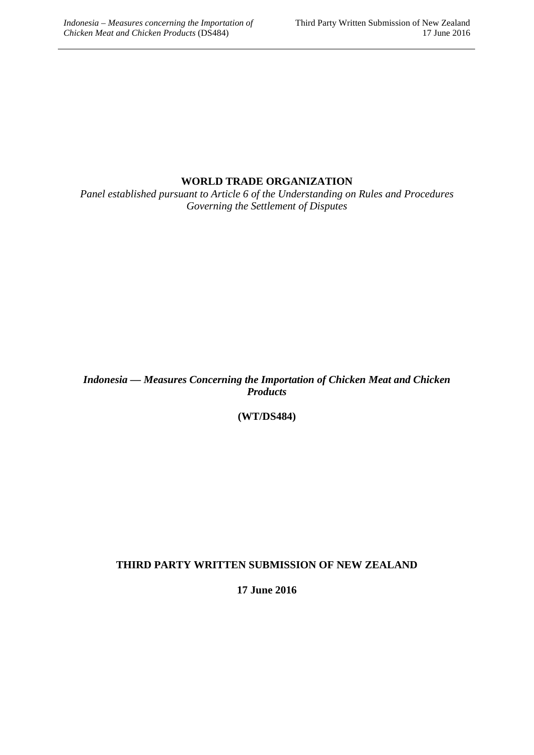**WORLD TRADE ORGANIZATION**

*Panel established pursuant to Article 6 of the Understanding on Rules and Procedures Governing the Settlement of Disputes*

***Indonesia — Measures Concerning the Importation of Chicken Meat and Chicken Products***

**(WT/DS484)**

**THIRD PARTY WRITTEN SUBMISSION OF NEW ZEALAND**

**17 June 2016**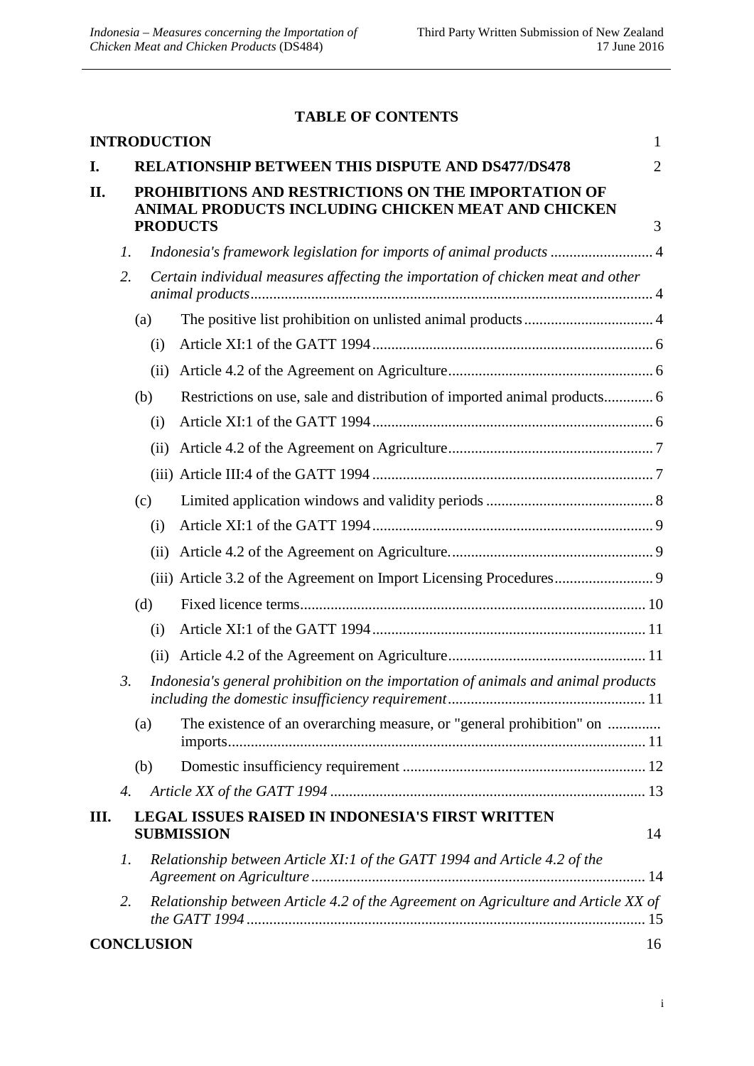**TABLE OF CONTENTS**

**INTRODUCTION** 1

**I. RELATIONSHIP BETWEEN THIS DISPUTE AND DS477/DS478** 2

**II. PROHIBITIONS AND RESTRICTIONS ON THE IMPORTATION OF ANIMAL PRODUCTS INCLUDING CHICKEN MEAT AND CHICKEN PRODUCTS** 3

- *1. Indonesia's framework legislation for imports of animal products* 4
- *2. Certain individual measures affecting the importation of chicken meat and other animal products* 4
  - (a) The positive list prohibition on unlisted animal products 4
    - (i) Article XI:1 of the GATT 1994 6
    - (ii) Article 4.2 of the Agreement on Agriculture 6
  - (b) Restrictions on use, sale and distribution of imported animal products 6
    - (i) Article XI:1 of the GATT 1994 6
    - (ii) Article 4.2 of the Agreement on Agriculture 7
    - (iii) Article III:4 of the GATT 1994 7
  - (c) Limited application windows and validity periods 8
    - (i) Article XI:1 of the GATT 1994 9
    - (ii) Article 4.2 of the Agreement on Agriculture. 9
    - (iii) Article 3.2 of the Agreement on Import Licensing Procedures 9
  - (d) Fixed licence terms 10
    - (i) Article XI:1 of the GATT 1994 11
    - (ii) Article 4.2 of the Agreement on Agriculture 11
- *3. Indonesia's general prohibition on the importation of animals and animal products including the domestic insufficiency requirement* 11
  - (a) The existence of an overarching measure, or "general prohibition" on imports 11
  - (b) Domestic insufficiency requirement 12
- *4. Article XX of the GATT 1994* 13

**III. LEGAL ISSUES RAISED IN INDONESIA'S FIRST WRITTEN SUBMISSION** 14

- *1. Relationship between Article XI:1 of the GATT 1994 and Article 4.2 of the Agreement on Agriculture* 14
- *2. Relationship between Article 4.2 of the Agreement on Agriculture and Article XX of the GATT 1994* 15

**CONCLUSION** 16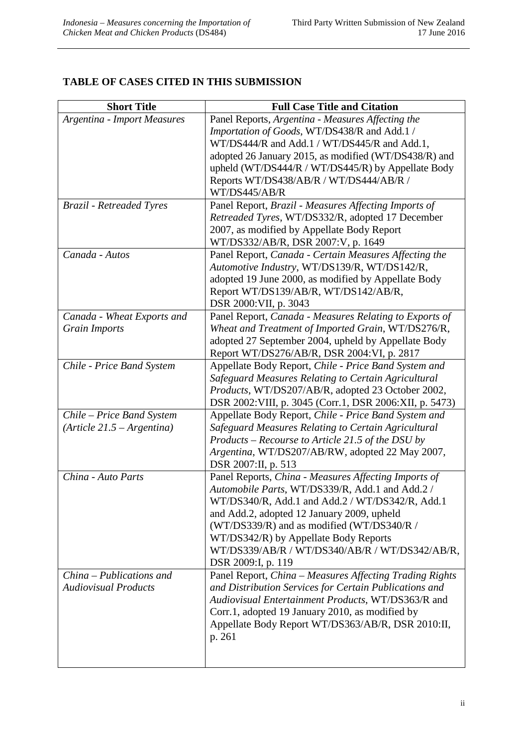## TABLE OF CASES CITED IN THIS SUBMISSION

| Short Title | Full Case Title and Citation |
|---|---|
| *Argentina - Import Measures* | Panel Reports, *Argentina - Measures Affecting the Importation of Goods*, WT/DS438/R and Add.1 / WT/DS444/R and Add.1 / WT/DS445/R and Add.1, adopted 26 January 2015, as modified (WT/DS438/R) and upheld (WT/DS444/R / WT/DS445/R) by Appellate Body Reports WT/DS438/AB/R / WT/DS444/AB/R / WT/DS445/AB/R |
| *Brazil - Retreaded Tyres* | Panel Report, *Brazil - Measures Affecting Imports of Retreaded Tyres*, WT/DS332/R, adopted 17 December 2007, as modified by Appellate Body Report WT/DS332/AB/R, DSR 2007:V, p. 1649 |
| *Canada - Autos* | Panel Report, *Canada - Certain Measures Affecting the Automotive Industry*, WT/DS139/R, WT/DS142/R, adopted 19 June 2000, as modified by Appellate Body Report WT/DS139/AB/R, WT/DS142/AB/R, DSR 2000:VII, p. 3043 |
| *Canada - Wheat Exports and Grain Imports* | Panel Report, *Canada - Measures Relating to Exports of Wheat and Treatment of Imported Grain*, WT/DS276/R, adopted 27 September 2004, upheld by Appellate Body Report WT/DS276/AB/R, DSR 2004:VI, p. 2817 |
| *Chile - Price Band System* | Appellate Body Report, *Chile - Price Band System and Safeguard Measures Relating to Certain Agricultural Products*, WT/DS207/AB/R, adopted 23 October 2002, DSR 2002:VIII, p. 3045 (Corr.1, DSR 2006:XII, p. 5473) |
| *Chile – Price Band System (Article 21.5 – Argentina)* | Appellate Body Report, *Chile - Price Band System and Safeguard Measures Relating to Certain Agricultural Products – Recourse to Article 21.5 of the DSU by Argentina*, WT/DS207/AB/RW, adopted 22 May 2007, DSR 2007:II, p. 513 |
| *China - Auto Parts* | Panel Reports, *China - Measures Affecting Imports of Automobile Parts*, WT/DS339/R, Add.1 and Add.2 / WT/DS340/R, Add.1 and Add.2 / WT/DS342/R, Add.1 and Add.2, adopted 12 January 2009, upheld (WT/DS339/R) and as modified (WT/DS340/R / WT/DS342/R) by Appellate Body Reports WT/DS339/AB/R / WT/DS340/AB/R / WT/DS342/AB/R, DSR 2009:I, p. 119 |
| *China – Publications and Audiovisual Products* | Panel Report, *China – Measures Affecting Trading Rights and Distribution Services for Certain Publications and Audiovisual Entertainment Products*, WT/DS363/R and Corr.1, adopted 19 January 2010, as modified by Appellate Body Report WT/DS363/AB/R, DSR 2010:II, p. 261 |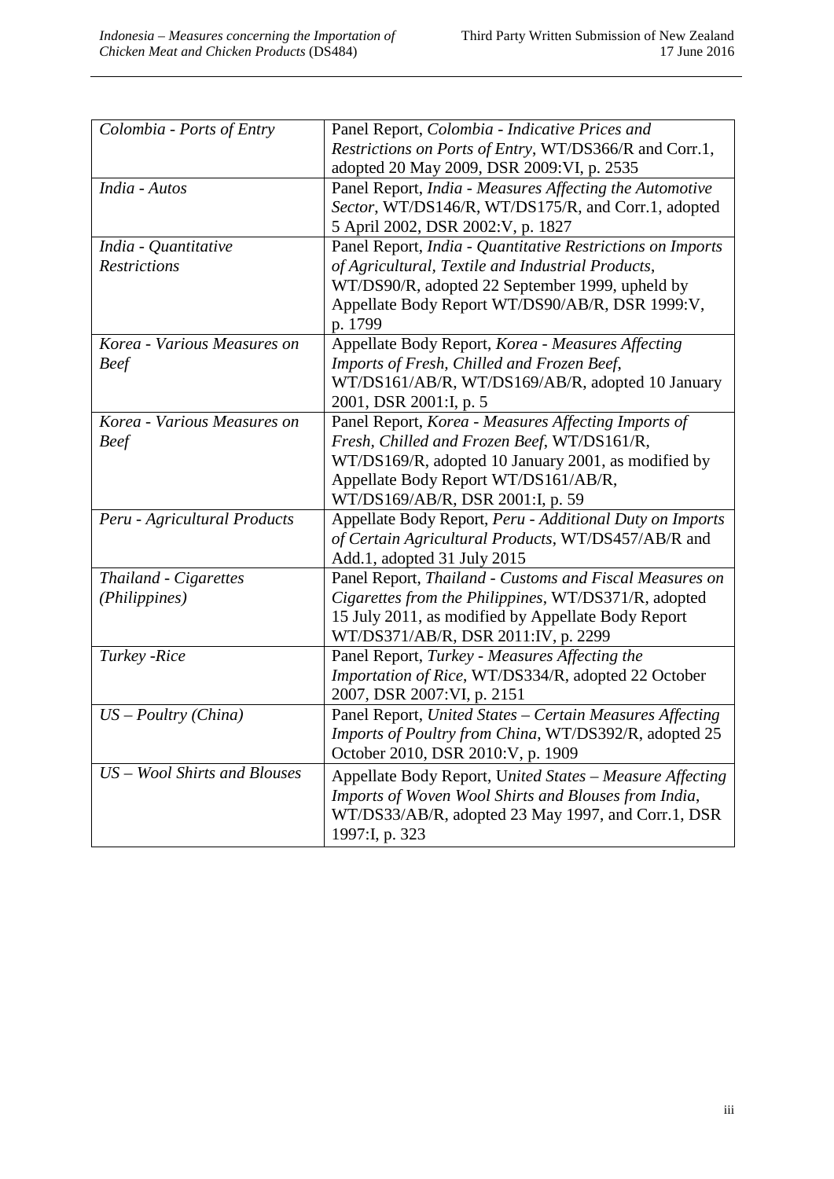| | |
|---|---|
| *Colombia - Ports of Entry* | Panel Report, *Colombia - Indicative Prices and Restrictions on Ports of Entry*, WT/DS366/R and Corr.1, adopted 20 May 2009, DSR 2009:VI, p. 2535 |
| *India - Autos* | Panel Report, *India - Measures Affecting the Automotive Sector*, WT/DS146/R, WT/DS175/R, and Corr.1, adopted 5 April 2002, DSR 2002:V, p. 1827 |
| *India - Quantitative Restrictions* | Panel Report, *India - Quantitative Restrictions on Imports of Agricultural, Textile and Industrial Products*, WT/DS90/R, adopted 22 September 1999, upheld by Appellate Body Report WT/DS90/AB/R, DSR 1999:V, p. 1799 |
| *Korea - Various Measures on Beef* | Appellate Body Report, *Korea - Measures Affecting Imports of Fresh, Chilled and Frozen Beef*, WT/DS161/AB/R, WT/DS169/AB/R, adopted 10 January 2001, DSR 2001:I, p. 5 |
| *Korea - Various Measures on Beef* | Panel Report, *Korea - Measures Affecting Imports of Fresh, Chilled and Frozen Beef*, WT/DS161/R, WT/DS169/R, adopted 10 January 2001, as modified by Appellate Body Report WT/DS161/AB/R, WT/DS169/AB/R, DSR 2001:I, p. 59 |
| *Peru - Agricultural Products* | Appellate Body Report, *Peru - Additional Duty on Imports of Certain Agricultural Products*, WT/DS457/AB/R and Add.1, adopted 31 July 2015 |
| *Thailand - Cigarettes (Philippines)* | Panel Report, *Thailand - Customs and Fiscal Measures on Cigarettes from the Philippines*, WT/DS371/R, adopted 15 July 2011, as modified by Appellate Body Report WT/DS371/AB/R, DSR 2011:IV, p. 2299 |
| *Turkey -Rice* | Panel Report, *Turkey - Measures Affecting the Importation of Rice*, WT/DS334/R, adopted 22 October 2007, DSR 2007:VI, p. 2151 |
| *US – Poultry (China)* | Panel Report, *United States – Certain Measures Affecting Imports of Poultry from China*, WT/DS392/R, adopted 25 October 2010, DSR 2010:V, p. 1909 |
| *US – Wool Shirts and Blouses* | Appellate Body Report, *United States – Measure Affecting Imports of Woven Wool Shirts and Blouses from India*, WT/DS33/AB/R, adopted 23 May 1997, and Corr.1, DSR 1997:I, p. 323 |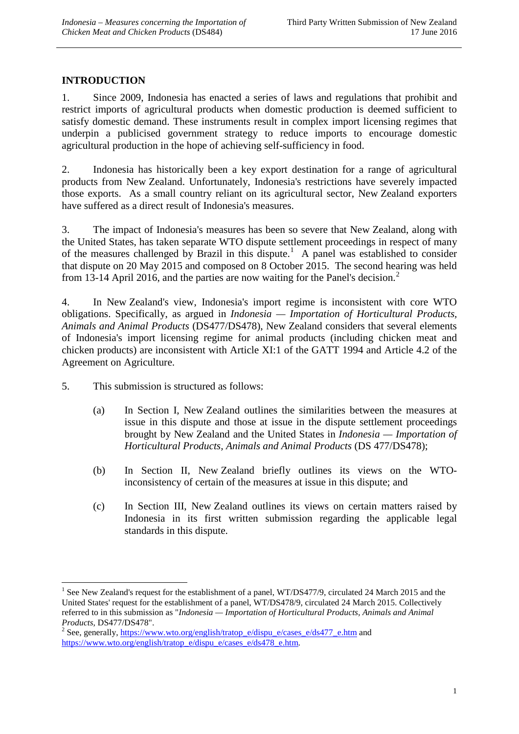## INTRODUCTION

1. Since 2009, Indonesia has enacted a series of laws and regulations that prohibit and restrict imports of agricultural products when domestic production is deemed sufficient to satisfy domestic demand. These instruments result in complex import licensing regimes that underpin a publicised government strategy to reduce imports to encourage domestic agricultural production in the hope of achieving self-sufficiency in food.

2. Indonesia has historically been a key export destination for a range of agricultural products from New Zealand. Unfortunately, Indonesia's restrictions have severely impacted those exports. As a small country reliant on its agricultural sector, New Zealand exporters have suffered as a direct result of Indonesia's measures.

3. The impact of Indonesia's measures has been so severe that New Zealand, along with the United States, has taken separate WTO dispute settlement proceedings in respect of many of the measures challenged by Brazil in this dispute.[1] A panel was established to consider that dispute on 20 May 2015 and composed on 8 October 2015. The second hearing was held from 13-14 April 2016, and the parties are now waiting for the Panel's decision.[2]

4. In New Zealand's view, Indonesia's import regime is inconsistent with core WTO obligations. Specifically, as argued in *Indonesia — Importation of Horticultural Products, Animals and Animal Products* (DS477/DS478), New Zealand considers that several elements of Indonesia's import licensing regime for animal products (including chicken meat and chicken products) are inconsistent with Article XI:1 of the GATT 1994 and Article 4.2 of the Agreement on Agriculture.

5. This submission is structured as follows:

   (a) In Section I, New Zealand outlines the similarities between the measures at issue in this dispute and those at issue in the dispute settlement proceedings brought by New Zealand and the United States in *Indonesia — Importation of Horticultural Products, Animals and Animal Products* (DS 477/DS478);

   (b) In Section II, New Zealand briefly outlines its views on the WTO-inconsistency of certain of the measures at issue in this dispute; and

   (c) In Section III, New Zealand outlines its views on certain matters raised by Indonesia in its first written submission regarding the applicable legal standards in this dispute.

---

[1] See New Zealand's request for the establishment of a panel, WT/DS477/9, circulated 24 March 2015 and the United States' request for the establishment of a panel, WT/DS478/9, circulated 24 March 2015. Collectively referred to in this submission as "*Indonesia — Importation of Horticultural Products, Animals and Animal Products,* DS477/DS478".

[2] See, generally, https://www.wto.org/english/tratop_e/dispu_e/cases_e/ds477_e.htm and https://www.wto.org/english/tratop_e/dispu_e/cases_e/ds478_e.htm.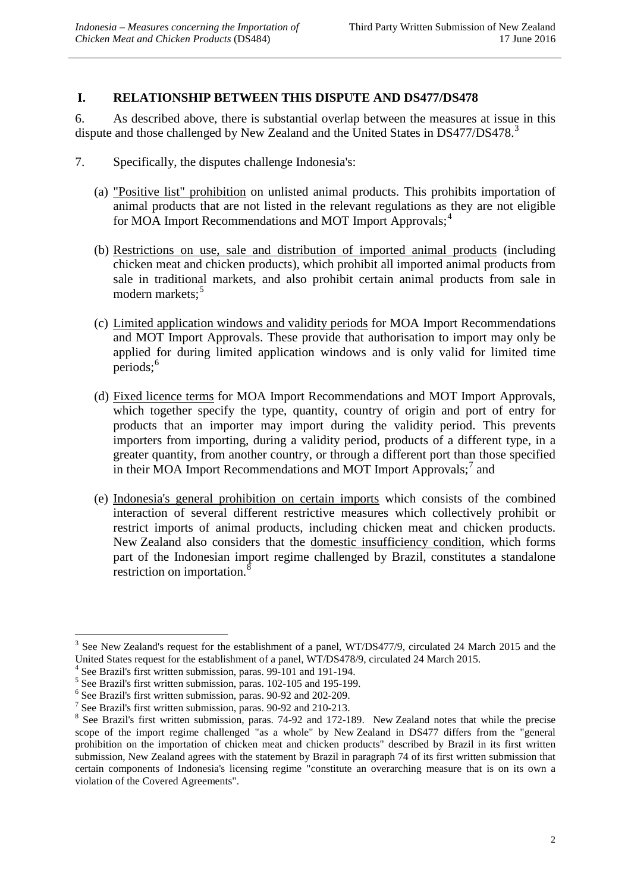## I. RELATIONSHIP BETWEEN THIS DISPUTE AND DS477/DS478

6. As described above, there is substantial overlap between the measures at issue in this dispute and those challenged by New Zealand and the United States in DS477/DS478.[3]

7. Specifically, the disputes challenge Indonesia's:

(a) "Positive list" prohibition on unlisted animal products. This prohibits importation of animal products that are not listed in the relevant regulations as they are not eligible for MOA Import Recommendations and MOT Import Approvals;[4]

(b) Restrictions on use, sale and distribution of imported animal products (including chicken meat and chicken products), which prohibit all imported animal products from sale in traditional markets, and also prohibit certain animal products from sale in modern markets;[5]

(c) Limited application windows and validity periods for MOA Import Recommendations and MOT Import Approvals. These provide that authorisation to import may only be applied for during limited application windows and is only valid for limited time periods;[6]

(d) Fixed licence terms for MOA Import Recommendations and MOT Import Approvals, which together specify the type, quantity, country of origin and port of entry for products that an importer may import during the validity period. This prevents importers from importing, during a validity period, products of a different type, in a greater quantity, from another country, or through a different port than those specified in their MOA Import Recommendations and MOT Import Approvals;[7] and

(e) Indonesia's general prohibition on certain imports which consists of the combined interaction of several different restrictive measures which collectively prohibit or restrict imports of animal products, including chicken meat and chicken products. New Zealand also considers that the domestic insufficiency condition, which forms part of the Indonesian import regime challenged by Brazil, constitutes a standalone restriction on importation.[8]

---

[3] See New Zealand's request for the establishment of a panel, WT/DS477/9, circulated 24 March 2015 and the United States request for the establishment of a panel, WT/DS478/9, circulated 24 March 2015.

[4] See Brazil's first written submission, paras. 99-101 and 191-194.

[5] See Brazil's first written submission, paras. 102-105 and 195-199.

[6] See Brazil's first written submission, paras. 90-92 and 202-209.

[7] See Brazil's first written submission, paras. 90-92 and 210-213.

[8] See Brazil's first written submission, paras. 74-92 and 172-189. New Zealand notes that while the precise scope of the import regime challenged "as a whole" by New Zealand in DS477 differs from the "general prohibition on the importation of chicken meat and chicken products" described by Brazil in its first written submission, New Zealand agrees with the statement by Brazil in paragraph 74 of its first written submission that certain components of Indonesia's licensing regime "constitute an overarching measure that is on its own a violation of the Covered Agreements".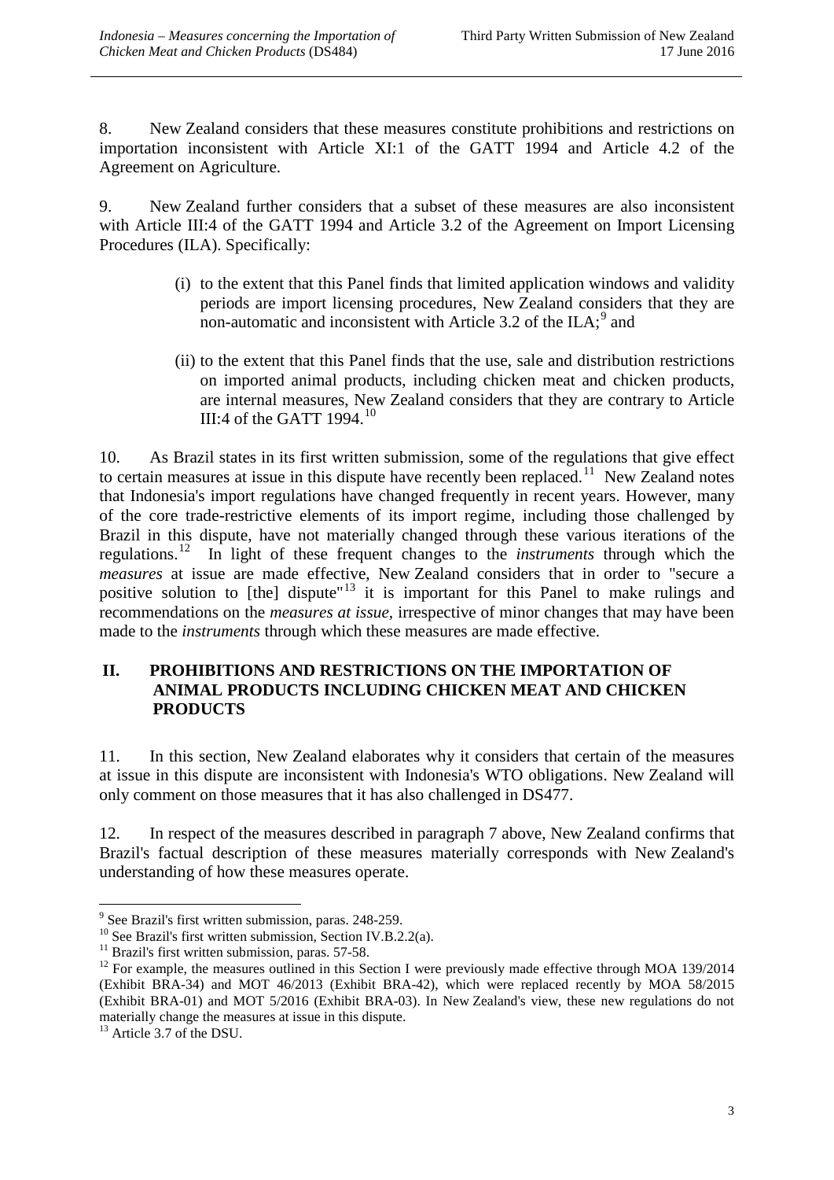8. New Zealand considers that these measures constitute prohibitions and restrictions on importation inconsistent with Article XI:1 of the GATT 1994 and Article 4.2 of the Agreement on Agriculture.

9. New Zealand further considers that a subset of these measures are also inconsistent with Article III:4 of the GATT 1994 and Article 3.2 of the Agreement on Import Licensing Procedures (ILA). Specifically:

(i) to the extent that this Panel finds that limited application windows and validity periods are import licensing procedures, New Zealand considers that they are non-automatic and inconsistent with Article 3.2 of the ILA;[9] and

(ii) to the extent that this Panel finds that the use, sale and distribution restrictions on imported animal products, including chicken meat and chicken products, are internal measures, New Zealand considers that they are contrary to Article III:4 of the GATT 1994.[10]

10. As Brazil states in its first written submission, some of the regulations that give effect to certain measures at issue in this dispute have recently been replaced.[11] New Zealand notes that Indonesia's import regulations have changed frequently in recent years. However, many of the core trade-restrictive elements of its import regime, including those challenged by Brazil in this dispute, have not materially changed through these various iterations of the regulations.[12] In light of these frequent changes to the *instruments* through which the *measures* at issue are made effective, New Zealand considers that in order to "secure a positive solution to [the] dispute"[13] it is important for this Panel to make rulings and recommendations on the *measures at issue*, irrespective of minor changes that may have been made to the *instruments* through which these measures are made effective.

## II. PROHIBITIONS AND RESTRICTIONS ON THE IMPORTATION OF ANIMAL PRODUCTS INCLUDING CHICKEN MEAT AND CHICKEN PRODUCTS

11. In this section, New Zealand elaborates why it considers that certain of the measures at issue in this dispute are inconsistent with Indonesia's WTO obligations. New Zealand will only comment on those measures that it has also challenged in DS477.

12. In respect of the measures described in paragraph 7 above, New Zealand confirms that Brazil's factual description of these measures materially corresponds with New Zealand's understanding of how these measures operate.

---

[9] See Brazil's first written submission, paras. 248-259.

[10] See Brazil's first written submission, Section IV.B.2.2(a).

[11] Brazil's first written submission, paras. 57-58.

[12] For example, the measures outlined in this Section I were previously made effective through MOA 139/2014 (Exhibit BRA-34) and MOT 46/2013 (Exhibit BRA-42), which were replaced recently by MOA 58/2015 (Exhibit BRA-01) and MOT 5/2016 (Exhibit BRA-03). In New Zealand's view, these new regulations do not materially change the measures at issue in this dispute.

[13] Article 3.7 of the DSU.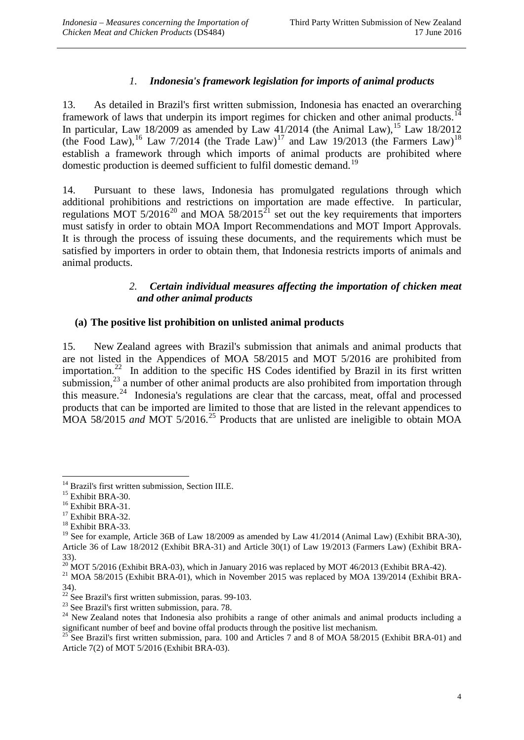### *1. Indonesia's framework legislation for imports of animal products*

13. As detailed in Brazil's first written submission, Indonesia has enacted an overarching framework of laws that underpin its import regimes for chicken and other animal products.[14] In particular, Law 18/2009 as amended by Law 41/2014 (the Animal Law),[15] Law 18/2012 (the Food Law),[16] Law 7/2014 (the Trade Law)[17] and Law 19/2013 (the Farmers Law)[18] establish a framework through which imports of animal products are prohibited where domestic production is deemed sufficient to fulfil domestic demand.[19]

14. Pursuant to these laws, Indonesia has promulgated regulations through which additional prohibitions and restrictions on importation are made effective. In particular, regulations MOT 5/2016[20] and MOA 58/2015[21] set out the key requirements that importers must satisfy in order to obtain MOA Import Recommendations and MOT Import Approvals. It is through the process of issuing these documents, and the requirements which must be satisfied by importers in order to obtain them, that Indonesia restricts imports of animals and animal products.

### *2. Certain individual measures affecting the importation of chicken meat and other animal products*

#### (a) The positive list prohibition on unlisted animal products

15. New Zealand agrees with Brazil's submission that animals and animal products that are not listed in the Appendices of MOA 58/2015 and MOT 5/2016 are prohibited from importation.[22] In addition to the specific HS Codes identified by Brazil in its first written submission,[23] a number of other animal products are also prohibited from importation through this measure.[24] Indonesia's regulations are clear that the carcass, meat, offal and processed products that can be imported are limited to those that are listed in the relevant appendices to MOA 58/2015 *and* MOT 5/2016.[25] Products that are unlisted are ineligible to obtain MOA

---

[14] Brazil's first written submission, Section III.E.

[15] Exhibit BRA-30.

[16] Exhibit BRA-31.

[17] Exhibit BRA-32.

[18] Exhibit BRA-33.

[19] See for example, Article 36B of Law 18/2009 as amended by Law 41/2014 (Animal Law) (Exhibit BRA-30), Article 36 of Law 18/2012 (Exhibit BRA-31) and Article 30(1) of Law 19/2013 (Farmers Law) (Exhibit BRA-33).

[20] MOT 5/2016 (Exhibit BRA-03), which in January 2016 was replaced by MOT 46/2013 (Exhibit BRA-42).

[21] MOA 58/2015 (Exhibit BRA-01), which in November 2015 was replaced by MOA 139/2014 (Exhibit BRA-34).

[22] See Brazil's first written submission, paras. 99-103.

[23] See Brazil's first written submission, para. 78.

[24] New Zealand notes that Indonesia also prohibits a range of other animals and animal products including a significant number of beef and bovine offal products through the positive list mechanism.

[25] See Brazil's first written submission, para. 100 and Articles 7 and 8 of MOA 58/2015 (Exhibit BRA-01) and Article 7(2) of MOT 5/2016 (Exhibit BRA-03).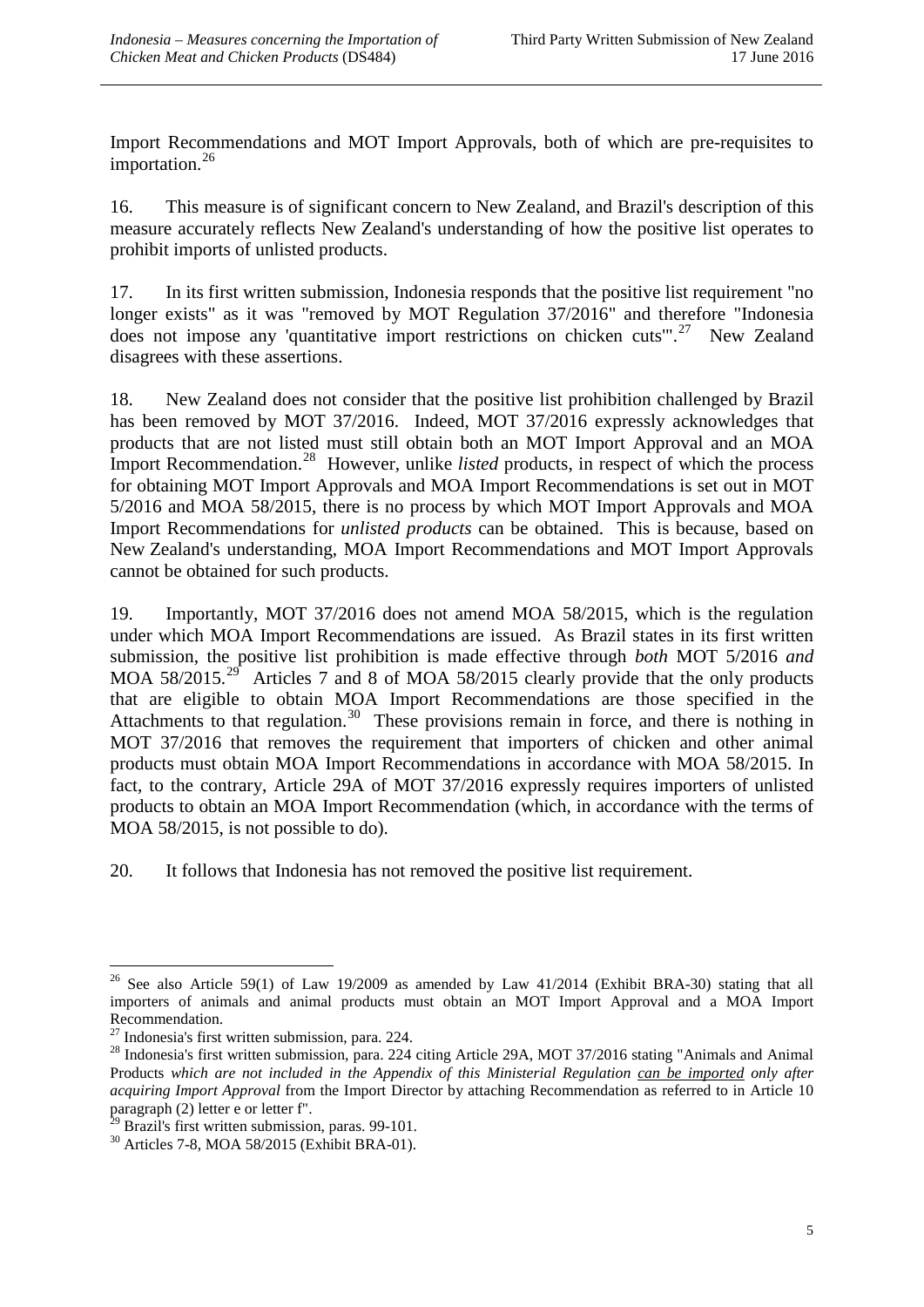Import Recommendations and MOT Import Approvals, both of which are pre-requisites to importation.[26]

16. This measure is of significant concern to New Zealand, and Brazil's description of this measure accurately reflects New Zealand's understanding of how the positive list operates to prohibit imports of unlisted products.

17. In its first written submission, Indonesia responds that the positive list requirement "no longer exists" as it was "removed by MOT Regulation 37/2016" and therefore "Indonesia does not impose any 'quantitative import restrictions on chicken cuts'".[27] New Zealand disagrees with these assertions.

18. New Zealand does not consider that the positive list prohibition challenged by Brazil has been removed by MOT 37/2016. Indeed, MOT 37/2016 expressly acknowledges that products that are not listed must still obtain both an MOT Import Approval and an MOA Import Recommendation.[28] However, unlike *listed* products, in respect of which the process for obtaining MOT Import Approvals and MOA Import Recommendations is set out in MOT 5/2016 and MOA 58/2015, there is no process by which MOT Import Approvals and MOA Import Recommendations for *unlisted products* can be obtained. This is because, based on New Zealand's understanding, MOA Import Recommendations and MOT Import Approvals cannot be obtained for such products.

19. Importantly, MOT 37/2016 does not amend MOA 58/2015, which is the regulation under which MOA Import Recommendations are issued. As Brazil states in its first written submission, the positive list prohibition is made effective through *both* MOT 5/2016 *and* MOA 58/2015.[29] Articles 7 and 8 of MOA 58/2015 clearly provide that the only products that are eligible to obtain MOA Import Recommendations are those specified in the Attachments to that regulation.[30] These provisions remain in force, and there is nothing in MOT 37/2016 that removes the requirement that importers of chicken and other animal products must obtain MOA Import Recommendations in accordance with MOA 58/2015. In fact, to the contrary, Article 29A of MOT 37/2016 expressly requires importers of unlisted products to obtain an MOA Import Recommendation (which, in accordance with the terms of MOA 58/2015, is not possible to do).

20. It follows that Indonesia has not removed the positive list requirement.

---

[26] See also Article 59(1) of Law 19/2009 as amended by Law 41/2014 (Exhibit BRA-30) stating that all importers of animals and animal products must obtain an MOT Import Approval and a MOA Import Recommendation.

[27] Indonesia's first written submission, para. 224.

[28] Indonesia's first written submission, para. 224 citing Article 29A, MOT 37/2016 stating "Animals and Animal Products *which are not included in the Appendix of this Ministerial Regulation can be imported only after acquiring Import Approval* from the Import Director by attaching Recommendation as referred to in Article 10 paragraph (2) letter e or letter f".

[29] Brazil's first written submission, paras. 99-101.

[30] Articles 7-8, MOA 58/2015 (Exhibit BRA-01).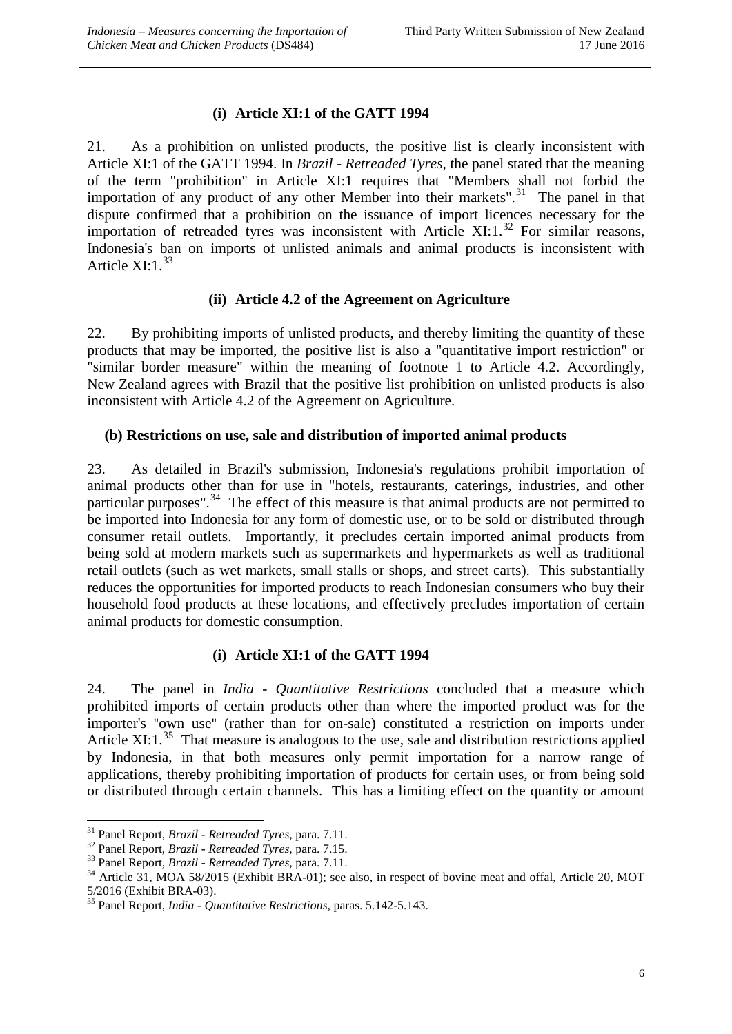#### (i) Article XI:1 of the GATT 1994

21. As a prohibition on unlisted products, the positive list is clearly inconsistent with Article XI:1 of the GATT 1994. In *Brazil - Retreaded Tyres*, the panel stated that the meaning of the term "prohibition" in Article XI:1 requires that "Members shall not forbid the importation of any product of any other Member into their markets".[31] The panel in that dispute confirmed that a prohibition on the issuance of import licences necessary for the importation of retreaded tyres was inconsistent with Article XI:1.[32] For similar reasons, Indonesia's ban on imports of unlisted animals and animal products is inconsistent with Article XI:1.[33]

#### (ii) Article 4.2 of the Agreement on Agriculture

22. By prohibiting imports of unlisted products, and thereby limiting the quantity of these products that may be imported, the positive list is also a "quantitative import restriction" or "similar border measure" within the meaning of footnote 1 to Article 4.2. Accordingly, New Zealand agrees with Brazil that the positive list prohibition on unlisted products is also inconsistent with Article 4.2 of the Agreement on Agriculture.

### (b) Restrictions on use, sale and distribution of imported animal products

23. As detailed in Brazil's submission, Indonesia's regulations prohibit importation of animal products other than for use in "hotels, restaurants, caterings, industries, and other particular purposes".[34] The effect of this measure is that animal products are not permitted to be imported into Indonesia for any form of domestic use, or to be sold or distributed through consumer retail outlets. Importantly, it precludes certain imported animal products from being sold at modern markets such as supermarkets and hypermarkets as well as traditional retail outlets (such as wet markets, small stalls or shops, and street carts). This substantially reduces the opportunities for imported products to reach Indonesian consumers who buy their household food products at these locations, and effectively precludes importation of certain animal products for domestic consumption.

#### (i) Article XI:1 of the GATT 1994

24. The panel in *India - Quantitative Restrictions* concluded that a measure which prohibited imports of certain products other than where the imported product was for the importer's "own use" (rather than for on-sale) constituted a restriction on imports under Article XI:1.[35] That measure is analogous to the use, sale and distribution restrictions applied by Indonesia, in that both measures only permit importation for a narrow range of applications, thereby prohibiting importation of products for certain uses, or from being sold or distributed through certain channels. This has a limiting effect on the quantity or amount

---

[31] Panel Report, *Brazil - Retreaded Tyres*, para. 7.11.

[32] Panel Report, *Brazil - Retreaded Tyres*, para. 7.15.

[33] Panel Report, *Brazil - Retreaded Tyres*, para. 7.11.

[34] Article 31, MOA 58/2015 (Exhibit BRA-01); see also, in respect of bovine meat and offal, Article 20, MOT 5/2016 (Exhibit BRA-03).

[35] Panel Report, *India - Quantitative Restrictions*, paras. 5.142-5.143.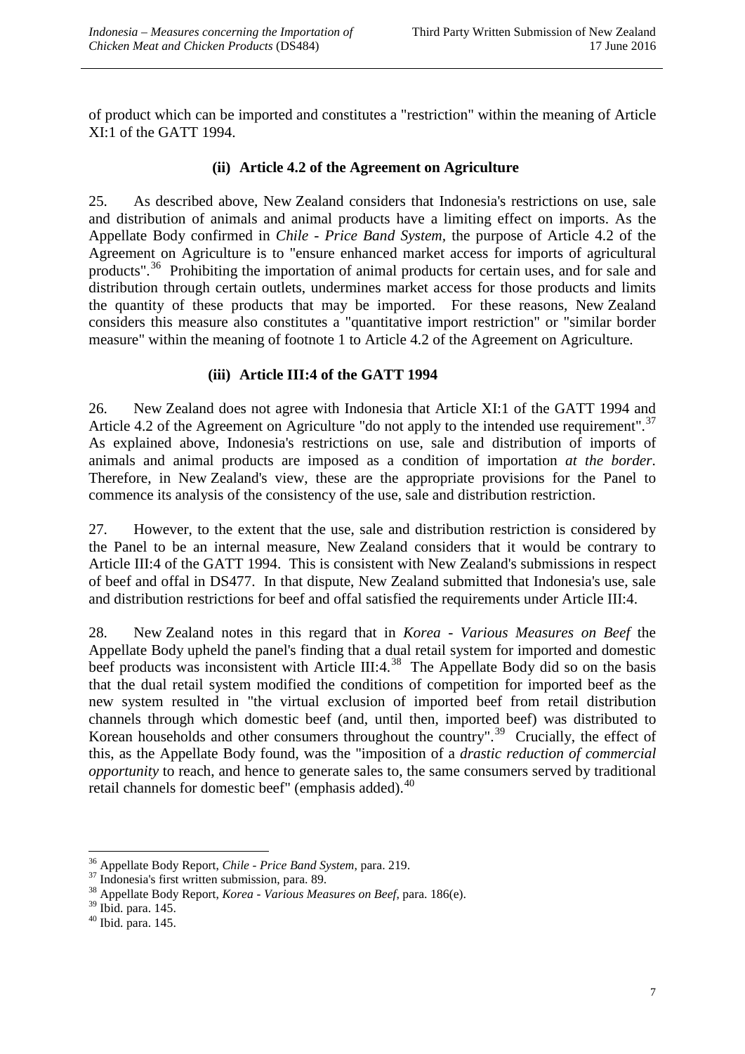of product which can be imported and constitutes a "restriction" within the meaning of Article XI:1 of the GATT 1994.

#### (ii) Article 4.2 of the Agreement on Agriculture

25. As described above, New Zealand considers that Indonesia's restrictions on use, sale and distribution of animals and animal products have a limiting effect on imports. As the Appellate Body confirmed in *Chile - Price Band System*, the purpose of Article 4.2 of the Agreement on Agriculture is to "ensure enhanced market access for imports of agricultural products".[36] Prohibiting the importation of animal products for certain uses, and for sale and distribution through certain outlets, undermines market access for those products and limits the quantity of these products that may be imported. For these reasons, New Zealand considers this measure also constitutes a "quantitative import restriction" or "similar border measure" within the meaning of footnote 1 to Article 4.2 of the Agreement on Agriculture.

#### (iii) Article III:4 of the GATT 1994

26. New Zealand does not agree with Indonesia that Article XI:1 of the GATT 1994 and Article 4.2 of the Agreement on Agriculture "do not apply to the intended use requirement".[37] As explained above, Indonesia's restrictions on use, sale and distribution of imports of animals and animal products are imposed as a condition of importation *at the border*. Therefore, in New Zealand's view, these are the appropriate provisions for the Panel to commence its analysis of the consistency of the use, sale and distribution restriction.

27. However, to the extent that the use, sale and distribution restriction is considered by the Panel to be an internal measure, New Zealand considers that it would be contrary to Article III:4 of the GATT 1994. This is consistent with New Zealand's submissions in respect of beef and offal in DS477. In that dispute, New Zealand submitted that Indonesia's use, sale and distribution restrictions for beef and offal satisfied the requirements under Article III:4.

28. New Zealand notes in this regard that in *Korea - Various Measures on Beef* the Appellate Body upheld the panel's finding that a dual retail system for imported and domestic beef products was inconsistent with Article III:4.[38] The Appellate Body did so on the basis that the dual retail system modified the conditions of competition for imported beef as the new system resulted in "the virtual exclusion of imported beef from retail distribution channels through which domestic beef (and, until then, imported beef) was distributed to Korean households and other consumers throughout the country".[39] Crucially, the effect of this, as the Appellate Body found, was the "imposition of a *drastic reduction of commercial opportunity* to reach, and hence to generate sales to, the same consumers served by traditional retail channels for domestic beef" (emphasis added).[40]

---

[36] Appellate Body Report, *Chile - Price Band System*, para. 219.

[37] Indonesia's first written submission, para. 89.

[38] Appellate Body Report, *Korea - Various Measures on Beef*, para. 186(e).

[39] Ibid. para. 145.

[40] Ibid. para. 145.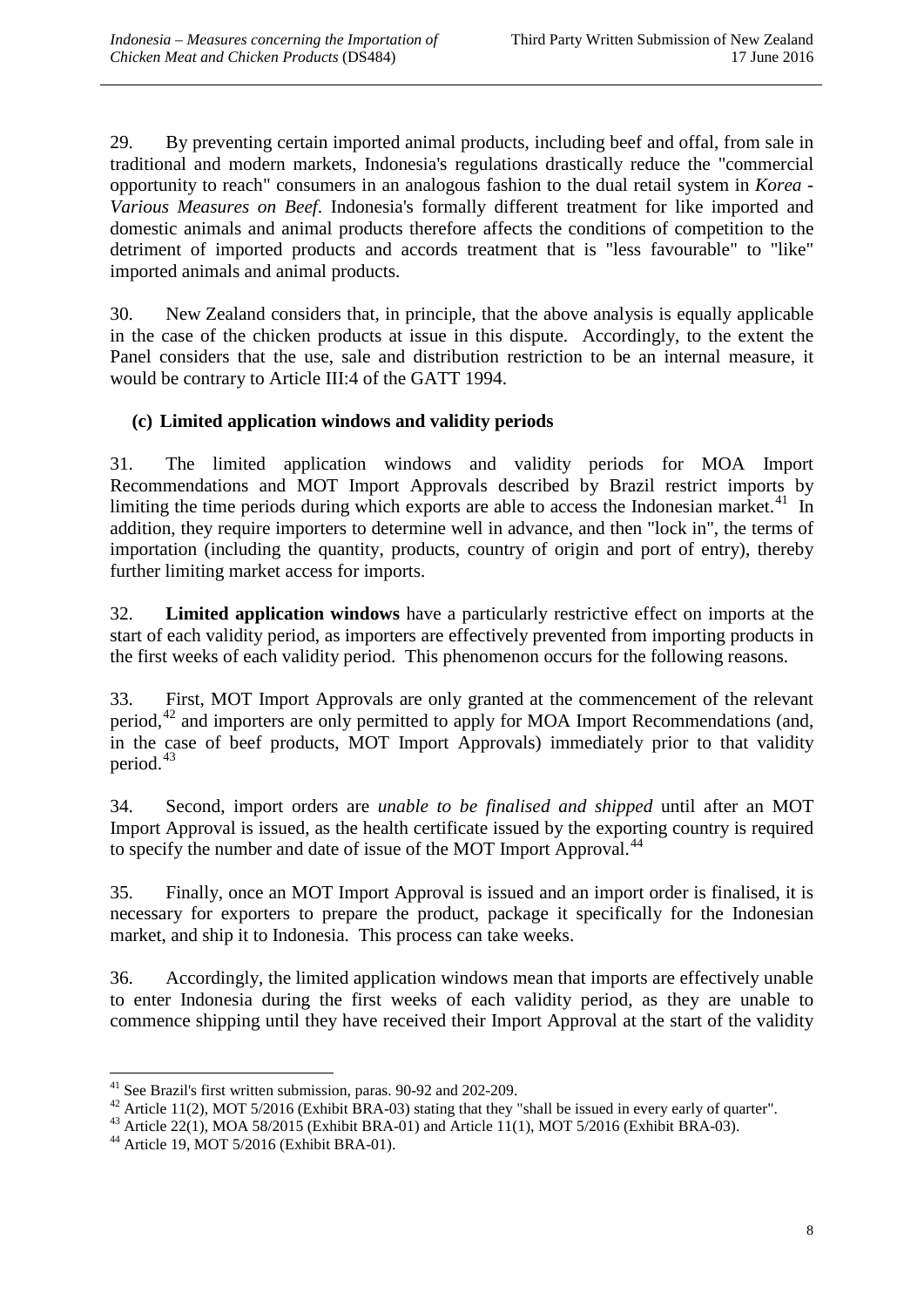29. By preventing certain imported animal products, including beef and offal, from sale in traditional and modern markets, Indonesia's regulations drastically reduce the "commercial opportunity to reach" consumers in an analogous fashion to the dual retail system in *Korea - Various Measures on Beef*. Indonesia's formally different treatment for like imported and domestic animals and animal products therefore affects the conditions of competition to the detriment of imported products and accords treatment that is "less favourable" to "like" imported animals and animal products.

30. New Zealand considers that, in principle, that the above analysis is equally applicable in the case of the chicken products at issue in this dispute. Accordingly, to the extent the Panel considers that the use, sale and distribution restriction to be an internal measure, it would be contrary to Article III:4 of the GATT 1994.

### (c) Limited application windows and validity periods

31. The limited application windows and validity periods for MOA Import Recommendations and MOT Import Approvals described by Brazil restrict imports by limiting the time periods during which exports are able to access the Indonesian market.[41] In addition, they require importers to determine well in advance, and then "lock in", the terms of importation (including the quantity, products, country of origin and port of entry), thereby further limiting market access for imports.

32. **Limited application windows** have a particularly restrictive effect on imports at the start of each validity period, as importers are effectively prevented from importing products in the first weeks of each validity period. This phenomenon occurs for the following reasons.

33. First, MOT Import Approvals are only granted at the commencement of the relevant period,[42] and importers are only permitted to apply for MOA Import Recommendations (and, in the case of beef products, MOT Import Approvals) immediately prior to that validity period.[43]

34. Second, import orders are *unable to be finalised and shipped* until after an MOT Import Approval is issued, as the health certificate issued by the exporting country is required to specify the number and date of issue of the MOT Import Approval.[44]

35. Finally, once an MOT Import Approval is issued and an import order is finalised, it is necessary for exporters to prepare the product, package it specifically for the Indonesian market, and ship it to Indonesia. This process can take weeks.

36. Accordingly, the limited application windows mean that imports are effectively unable to enter Indonesia during the first weeks of each validity period, as they are unable to commence shipping until they have received their Import Approval at the start of the validity

---

[41] See Brazil's first written submission, paras. 90-92 and 202-209.

[42] Article 11(2), MOT 5/2016 (Exhibit BRA-03) stating that they "shall be issued in every early of quarter".

[43] Article 22(1), MOA 58/2015 (Exhibit BRA-01) and Article 11(1), MOT 5/2016 (Exhibit BRA-03).

[44] Article 19, MOT 5/2016 (Exhibit BRA-01).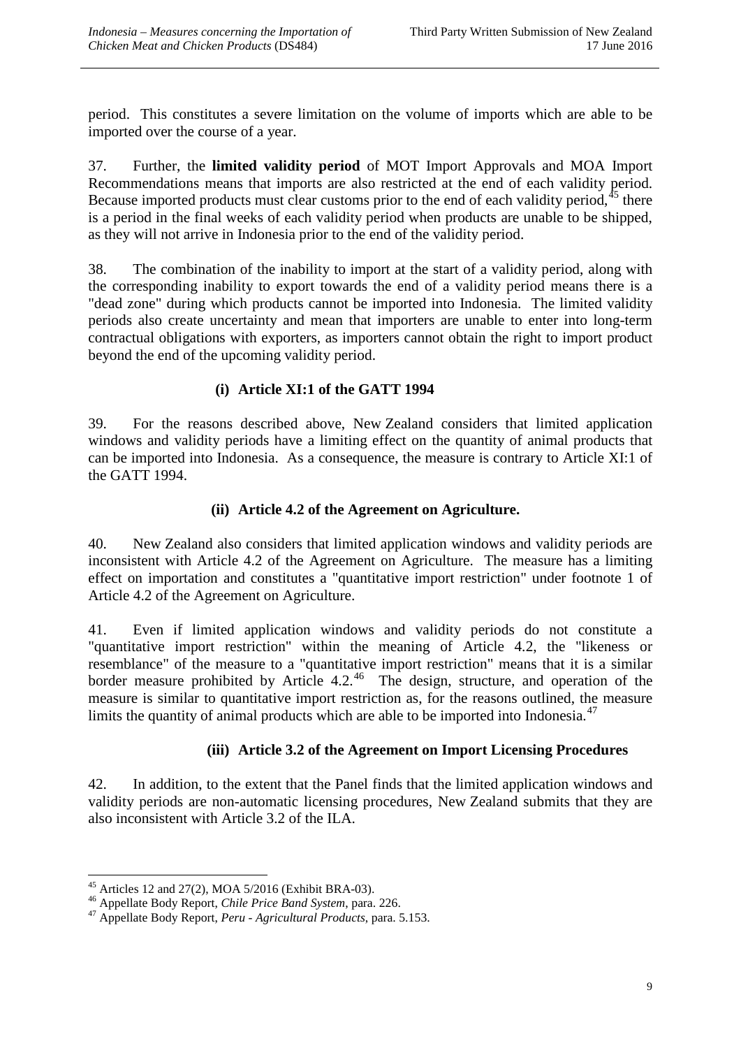period. This constitutes a severe limitation on the volume of imports which are able to be imported over the course of a year.

37. Further, the **limited validity period** of MOT Import Approvals and MOA Import Recommendations means that imports are also restricted at the end of each validity period. Because imported products must clear customs prior to the end of each validity period,[45] there is a period in the final weeks of each validity period when products are unable to be shipped, as they will not arrive in Indonesia prior to the end of the validity period.

38. The combination of the inability to import at the start of a validity period, along with the corresponding inability to export towards the end of a validity period means there is a "dead zone" during which products cannot be imported into Indonesia. The limited validity periods also create uncertainty and mean that importers are unable to enter into long-term contractual obligations with exporters, as importers cannot obtain the right to import product beyond the end of the upcoming validity period.

**(i) Article XI:1 of the GATT 1994**

39. For the reasons described above, New Zealand considers that limited application windows and validity periods have a limiting effect on the quantity of animal products that can be imported into Indonesia. As a consequence, the measure is contrary to Article XI:1 of the GATT 1994.

**(ii) Article 4.2 of the Agreement on Agriculture.**

40. New Zealand also considers that limited application windows and validity periods are inconsistent with Article 4.2 of the Agreement on Agriculture. The measure has a limiting effect on importation and constitutes a "quantitative import restriction" under footnote 1 of Article 4.2 of the Agreement on Agriculture.

41. Even if limited application windows and validity periods do not constitute a "quantitative import restriction" within the meaning of Article 4.2, the "likeness or resemblance" of the measure to a "quantitative import restriction" means that it is a similar border measure prohibited by Article 4.2.[46] The design, structure, and operation of the measure is similar to quantitative import restriction as, for the reasons outlined, the measure limits the quantity of animal products which are able to be imported into Indonesia.[47]

**(iii) Article 3.2 of the Agreement on Import Licensing Procedures**

42. In addition, to the extent that the Panel finds that the limited application windows and validity periods are non-automatic licensing procedures, New Zealand submits that they are also inconsistent with Article 3.2 of the ILA.

---

[45] Articles 12 and 27(2), MOA 5/2016 (Exhibit BRA-03).

[46] Appellate Body Report, *Chile Price Band System*, para. 226.

[47] Appellate Body Report, *Peru - Agricultural Products*, para. 5.153.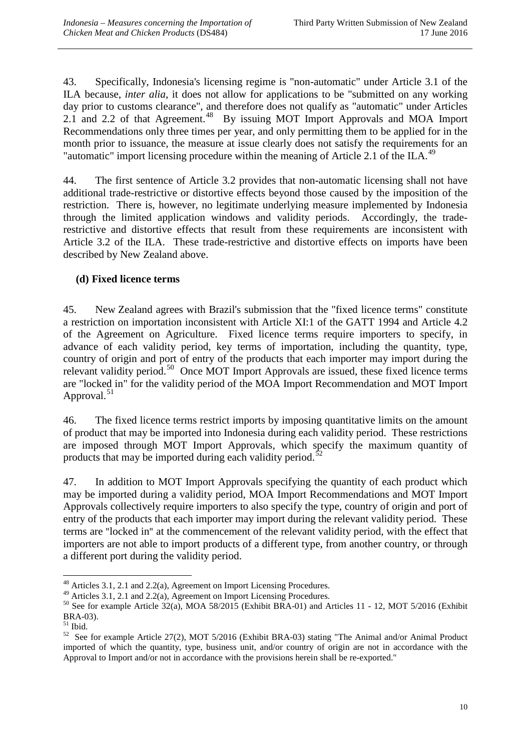43. Specifically, Indonesia's licensing regime is "non-automatic" under Article 3.1 of the ILA because, *inter alia*, it does not allow for applications to be "submitted on any working day prior to customs clearance", and therefore does not qualify as "automatic" under Articles 2.1 and 2.2 of that Agreement.[48] By issuing MOT Import Approvals and MOA Import Recommendations only three times per year, and only permitting them to be applied for in the month prior to issuance, the measure at issue clearly does not satisfy the requirements for an "automatic" import licensing procedure within the meaning of Article 2.1 of the ILA.[49]

44. The first sentence of Article 3.2 provides that non-automatic licensing shall not have additional trade-restrictive or distortive effects beyond those caused by the imposition of the restriction. There is, however, no legitimate underlying measure implemented by Indonesia through the limited application windows and validity periods. Accordingly, the trade-restrictive and distortive effects that result from these requirements are inconsistent with Article 3.2 of the ILA. These trade-restrictive and distortive effects on imports have been described by New Zealand above.

### (d) Fixed licence terms

45. New Zealand agrees with Brazil's submission that the "fixed licence terms" constitute a restriction on importation inconsistent with Article XI:1 of the GATT 1994 and Article 4.2 of the Agreement on Agriculture. Fixed licence terms require importers to specify, in advance of each validity period, key terms of importation, including the quantity, type, country of origin and port of entry of the products that each importer may import during the relevant validity period.[50] Once MOT Import Approvals are issued, these fixed licence terms are "locked in" for the validity period of the MOA Import Recommendation and MOT Import Approval.[51]

46. The fixed licence terms restrict imports by imposing quantitative limits on the amount of product that may be imported into Indonesia during each validity period. These restrictions are imposed through MOT Import Approvals, which specify the maximum quantity of products that may be imported during each validity period.[52]

47. In addition to MOT Import Approvals specifying the quantity of each product which may be imported during a validity period, MOA Import Recommendations and MOT Import Approvals collectively require importers to also specify the type, country of origin and port of entry of the products that each importer may import during the relevant validity period. These terms are "locked in" at the commencement of the relevant validity period, with the effect that importers are not able to import products of a different type, from another country, or through a different port during the validity period.

---

[48] Articles 3.1, 2.1 and 2.2(a), Agreement on Import Licensing Procedures.

[49] Articles 3.1, 2.1 and 2.2(a), Agreement on Import Licensing Procedures.

[50] See for example Article 32(a), MOA 58/2015 (Exhibit BRA-01) and Articles 11 - 12, MOT 5/2016 (Exhibit BRA-03).

[51] Ibid.

[52] See for example Article 27(2), MOT 5/2016 (Exhibit BRA-03) stating "The Animal and/or Animal Product imported of which the quantity, type, business unit, and/or country of origin are not in accordance with the Approval to Import and/or not in accordance with the provisions herein shall be re-exported."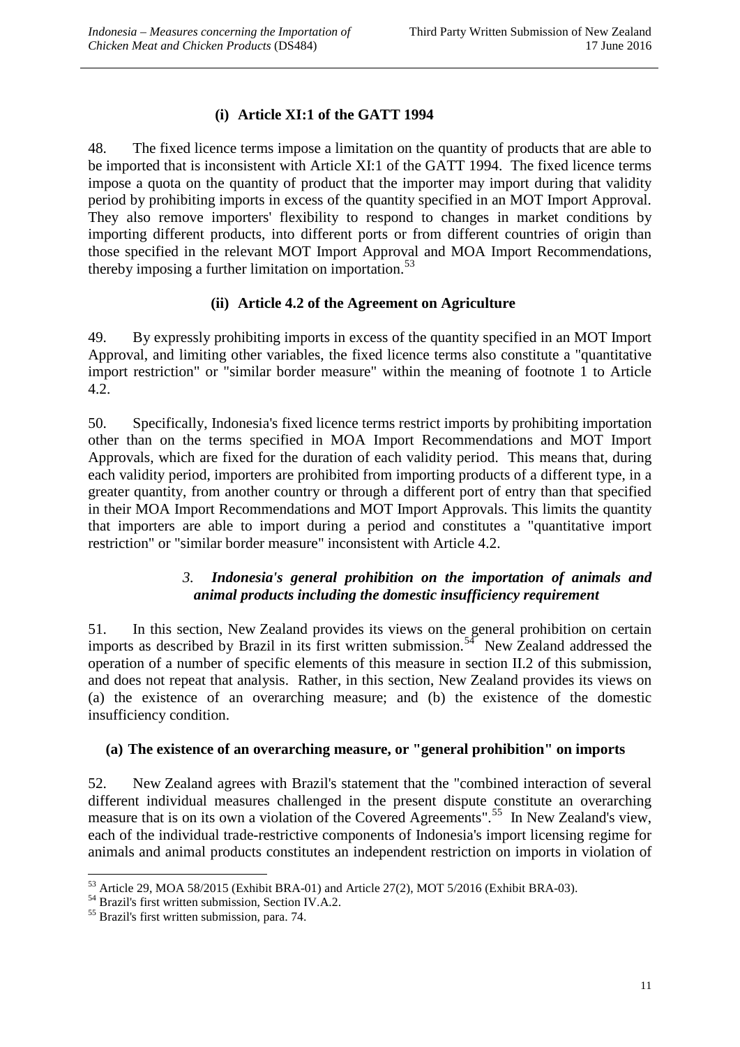#### (i) Article XI:1 of the GATT 1994

48. The fixed licence terms impose a limitation on the quantity of products that are able to be imported that is inconsistent with Article XI:1 of the GATT 1994. The fixed licence terms impose a quota on the quantity of product that the importer may import during that validity period by prohibiting imports in excess of the quantity specified in an MOT Import Approval. They also remove importers' flexibility to respond to changes in market conditions by importing different products, into different ports or from different countries of origin than those specified in the relevant MOT Import Approval and MOA Import Recommendations, thereby imposing a further limitation on importation.[53]

#### (ii) Article 4.2 of the Agreement on Agriculture

49. By expressly prohibiting imports in excess of the quantity specified in an MOT Import Approval, and limiting other variables, the fixed licence terms also constitute a "quantitative import restriction" or "similar border measure" within the meaning of footnote 1 to Article 4.2.

50. Specifically, Indonesia's fixed licence terms restrict imports by prohibiting importation other than on the terms specified in MOA Import Recommendations and MOT Import Approvals, which are fixed for the duration of each validity period. This means that, during each validity period, importers are prohibited from importing products of a different type, in a greater quantity, from another country or through a different port of entry than that specified in their MOA Import Recommendations and MOT Import Approvals. This limits the quantity that importers are able to import during a period and constitutes a "quantitative import restriction" or "similar border measure" inconsistent with Article 4.2.

### *3. Indonesia's general prohibition on the importation of animals and animal products including the domestic insufficiency requirement*

51. In this section, New Zealand provides its views on the general prohibition on certain imports as described by Brazil in its first written submission.[54] New Zealand addressed the operation of a number of specific elements of this measure in section II.2 of this submission, and does not repeat that analysis. Rather, in this section, New Zealand provides its views on (a) the existence of an overarching measure; and (b) the existence of the domestic insufficiency condition.

#### (a) The existence of an overarching measure, or "general prohibition" on imports

52. New Zealand agrees with Brazil's statement that the "combined interaction of several different individual measures challenged in the present dispute constitute an overarching measure that is on its own a violation of the Covered Agreements".[55] In New Zealand's view, each of the individual trade-restrictive components of Indonesia's import licensing regime for animals and animal products constitutes an independent restriction on imports in violation of

---

[53] Article 29, MOA 58/2015 (Exhibit BRA-01) and Article 27(2), MOT 5/2016 (Exhibit BRA-03).

[54] Brazil's first written submission, Section IV.A.2.

[55] Brazil's first written submission, para. 74.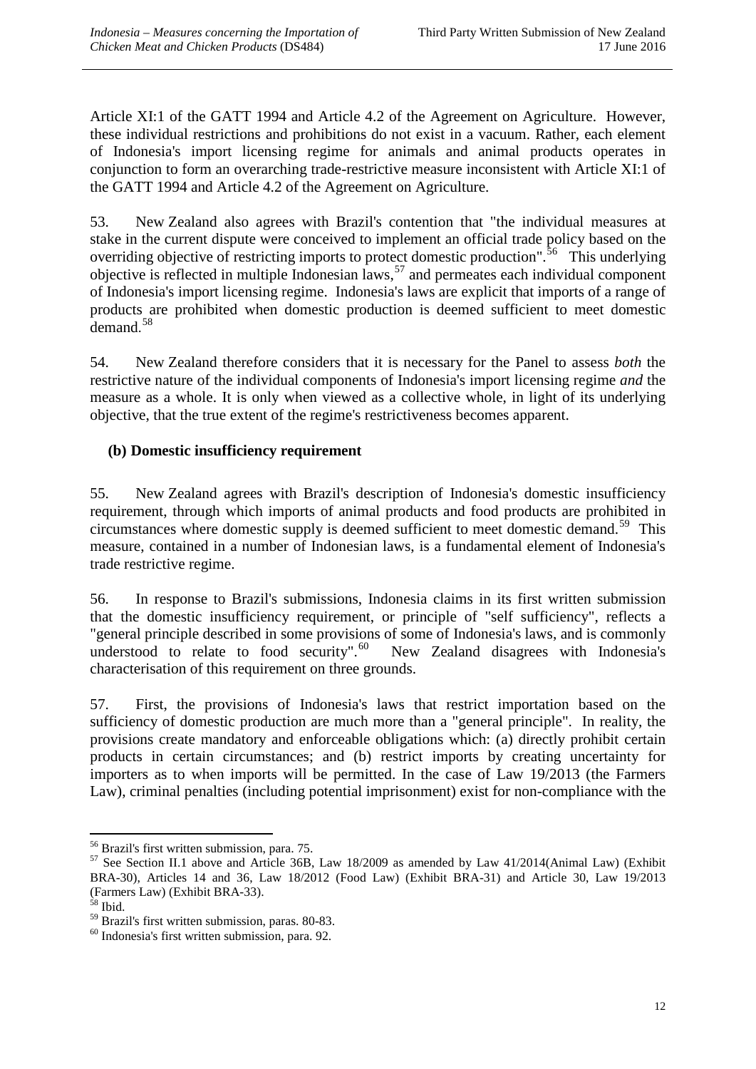Article XI:1 of the GATT 1994 and Article 4.2 of the Agreement on Agriculture. However, these individual restrictions and prohibitions do not exist in a vacuum. Rather, each element of Indonesia's import licensing regime for animals and animal products operates in conjunction to form an overarching trade-restrictive measure inconsistent with Article XI:1 of the GATT 1994 and Article 4.2 of the Agreement on Agriculture.

53. New Zealand also agrees with Brazil's contention that "the individual measures at stake in the current dispute were conceived to implement an official trade policy based on the overriding objective of restricting imports to protect domestic production".[56] This underlying objective is reflected in multiple Indonesian laws,[57] and permeates each individual component of Indonesia's import licensing regime. Indonesia's laws are explicit that imports of a range of products are prohibited when domestic production is deemed sufficient to meet domestic demand.[58]

54. New Zealand therefore considers that it is necessary for the Panel to assess *both* the restrictive nature of the individual components of Indonesia's import licensing regime *and* the measure as a whole. It is only when viewed as a collective whole, in light of its underlying objective, that the true extent of the regime's restrictiveness becomes apparent.

### (b) Domestic insufficiency requirement

55. New Zealand agrees with Brazil's description of Indonesia's domestic insufficiency requirement, through which imports of animal products and food products are prohibited in circumstances where domestic supply is deemed sufficient to meet domestic demand.[59] This measure, contained in a number of Indonesian laws, is a fundamental element of Indonesia's trade restrictive regime.

56. In response to Brazil's submissions, Indonesia claims in its first written submission that the domestic insufficiency requirement, or principle of "self sufficiency", reflects a "general principle described in some provisions of some of Indonesia's laws, and is commonly understood to relate to food security".[60] New Zealand disagrees with Indonesia's characterisation of this requirement on three grounds.

57. First, the provisions of Indonesia's laws that restrict importation based on the sufficiency of domestic production are much more than a "general principle". In reality, the provisions create mandatory and enforceable obligations which: (a) directly prohibit certain products in certain circumstances; and (b) restrict imports by creating uncertainty for importers as to when imports will be permitted. In the case of Law 19/2013 (the Farmers Law), criminal penalties (including potential imprisonment) exist for non-compliance with the

---

[56] Brazil's first written submission, para. 75.

[57] See Section II.1 above and Article 36B, Law 18/2009 as amended by Law 41/2014(Animal Law) (Exhibit BRA-30), Articles 14 and 36, Law 18/2012 (Food Law) (Exhibit BRA-31) and Article 30, Law 19/2013 (Farmers Law) (Exhibit BRA-33).

[58] Ibid.

[59] Brazil's first written submission, paras. 80-83.

[60] Indonesia's first written submission, para. 92.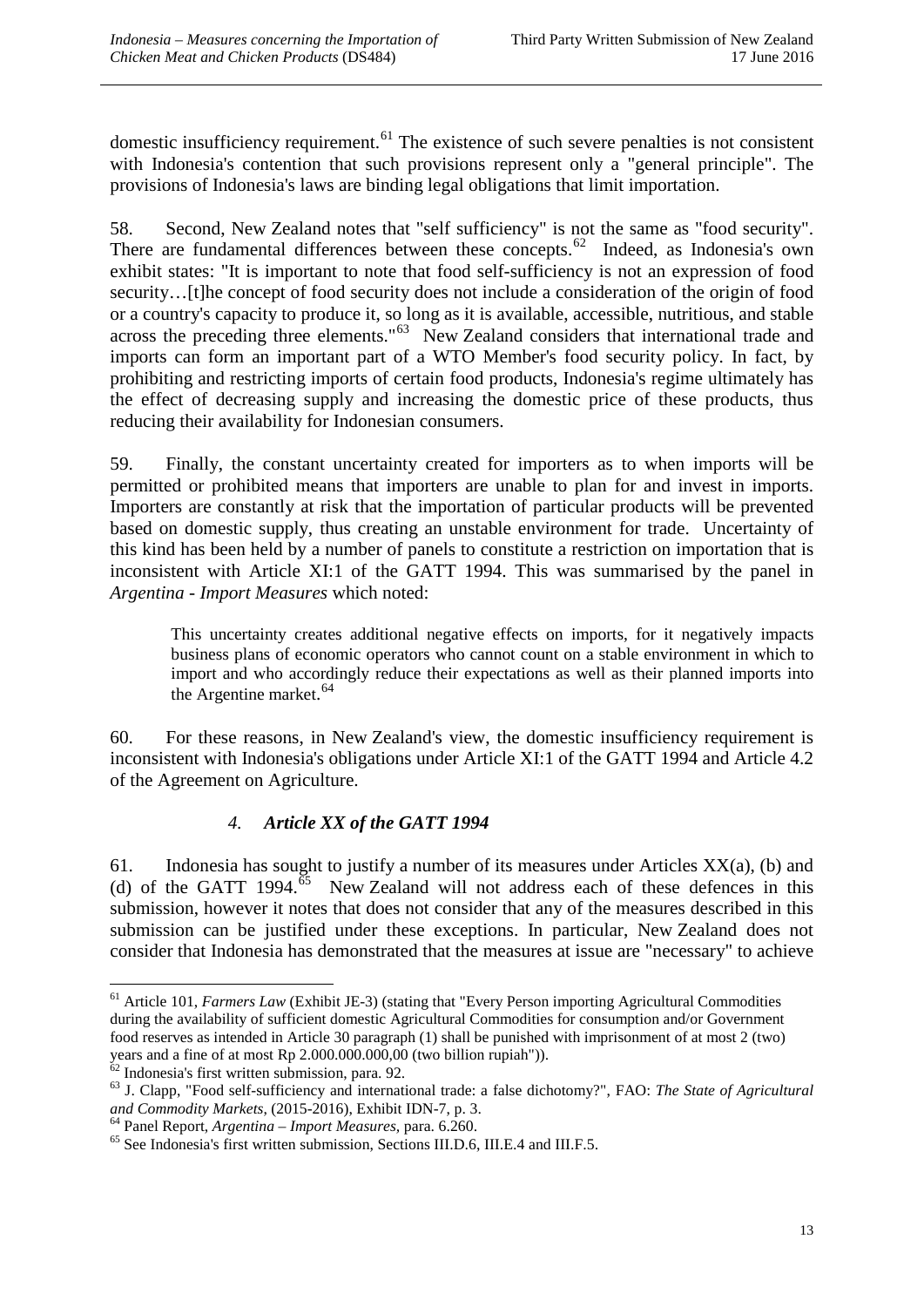domestic insufficiency requirement.[61] The existence of such severe penalties is not consistent with Indonesia's contention that such provisions represent only a "general principle". The provisions of Indonesia's laws are binding legal obligations that limit importation.

58. Second, New Zealand notes that "self sufficiency" is not the same as "food security". There are fundamental differences between these concepts.[62] Indeed, as Indonesia's own exhibit states: "It is important to note that food self-sufficiency is not an expression of food security…[t]he concept of food security does not include a consideration of the origin of food or a country's capacity to produce it, so long as it is available, accessible, nutritious, and stable across the preceding three elements."[63] New Zealand considers that international trade and imports can form an important part of a WTO Member's food security policy. In fact, by prohibiting and restricting imports of certain food products, Indonesia's regime ultimately has the effect of decreasing supply and increasing the domestic price of these products, thus reducing their availability for Indonesian consumers.

59. Finally, the constant uncertainty created for importers as to when imports will be permitted or prohibited means that importers are unable to plan for and invest in imports. Importers are constantly at risk that the importation of particular products will be prevented based on domestic supply, thus creating an unstable environment for trade. Uncertainty of this kind has been held by a number of panels to constitute a restriction on importation that is inconsistent with Article XI:1 of the GATT 1994. This was summarised by the panel in *Argentina - Import Measures* which noted:

> This uncertainty creates additional negative effects on imports, for it negatively impacts business plans of economic operators who cannot count on a stable environment in which to import and who accordingly reduce their expectations as well as their planned imports into the Argentine market.[64]

60. For these reasons, in New Zealand's view, the domestic insufficiency requirement is inconsistent with Indonesia's obligations under Article XI:1 of the GATT 1994 and Article 4.2 of the Agreement on Agriculture.

### *4. Article XX of the GATT 1994*

61. Indonesia has sought to justify a number of its measures under Articles XX(a), (b) and (d) of the GATT 1994.[65] New Zealand will not address each of these defences in this submission, however it notes that does not consider that any of the measures described in this submission can be justified under these exceptions. In particular, New Zealand does not consider that Indonesia has demonstrated that the measures at issue are "necessary" to achieve

---

[61] Article 101, *Farmers Law* (Exhibit JE-3) (stating that "Every Person importing Agricultural Commodities during the availability of sufficient domestic Agricultural Commodities for consumption and/or Government food reserves as intended in Article 30 paragraph (1) shall be punished with imprisonment of at most 2 (two) years and a fine of at most Rp 2.000.000.000,00 (two billion rupiah")).

[62] Indonesia's first written submission, para. 92.

[63] J. Clapp, "Food self-sufficiency and international trade: a false dichotomy?", FAO: *The State of Agricultural and Commodity Markets*, (2015-2016), Exhibit IDN-7, p. 3.

[64] Panel Report, *Argentina – Import Measures*, para. 6.260.

[65] See Indonesia's first written submission, Sections III.D.6, III.E.4 and III.F.5.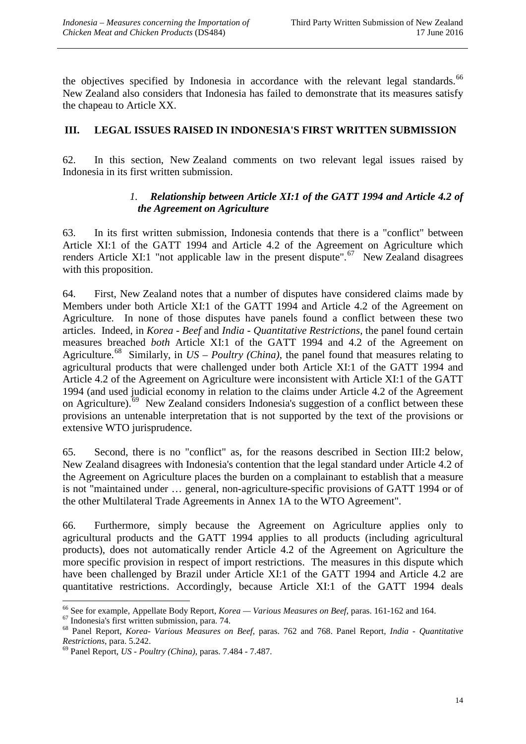the objectives specified by Indonesia in accordance with the relevant legal standards.[66] New Zealand also considers that Indonesia has failed to demonstrate that its measures satisfy the chapeau to Article XX.

## III. LEGAL ISSUES RAISED IN INDONESIA'S FIRST WRITTEN SUBMISSION

62. In this section, New Zealand comments on two relevant legal issues raised by Indonesia in its first written submission.

### 1. *Relationship between Article XI:1 of the GATT 1994 and Article 4.2 of the Agreement on Agriculture*

63. In its first written submission, Indonesia contends that there is a "conflict" between Article XI:1 of the GATT 1994 and Article 4.2 of the Agreement on Agriculture which renders Article XI:1 "not applicable law in the present dispute".[67] New Zealand disagrees with this proposition.

64. First, New Zealand notes that a number of disputes have considered claims made by Members under both Article XI:1 of the GATT 1994 and Article 4.2 of the Agreement on Agriculture. In none of those disputes have panels found a conflict between these two articles. Indeed, in *Korea - Beef* and *India - Quantitative Restrictions*, the panel found certain measures breached *both* Article XI:1 of the GATT 1994 and 4.2 of the Agreement on Agriculture.[68] Similarly, in *US – Poultry (China)*, the panel found that measures relating to agricultural products that were challenged under both Article XI:1 of the GATT 1994 and Article 4.2 of the Agreement on Agriculture were inconsistent with Article XI:1 of the GATT 1994 (and used judicial economy in relation to the claims under Article 4.2 of the Agreement on Agriculture).[69] New Zealand considers Indonesia's suggestion of a conflict between these provisions an untenable interpretation that is not supported by the text of the provisions or extensive WTO jurisprudence.

65. Second, there is no "conflict" as, for the reasons described in Section III:2 below, New Zealand disagrees with Indonesia's contention that the legal standard under Article 4.2 of the Agreement on Agriculture places the burden on a complainant to establish that a measure is not "maintained under … general, non-agriculture-specific provisions of GATT 1994 or of the other Multilateral Trade Agreements in Annex 1A to the WTO Agreement".

66. Furthermore, simply because the Agreement on Agriculture applies only to agricultural products and the GATT 1994 applies to all products (including agricultural products), does not automatically render Article 4.2 of the Agreement on Agriculture the more specific provision in respect of import restrictions. The measures in this dispute which have been challenged by Brazil under Article XI:1 of the GATT 1994 and Article 4.2 are quantitative restrictions. Accordingly, because Article XI:1 of the GATT 1994 deals

---

[66] See for example, Appellate Body Report, *Korea — Various Measures on Beef*, paras. 161-162 and 164.

[67] Indonesia's first written submission, para. 74.

[68] Panel Report, *Korea- Various Measures on Beef*, paras. 762 and 768. Panel Report, *India - Quantitative Restrictions*, para. 5.242.

[69] Panel Report, *US - Poultry (China)*, paras. 7.484 - 7.487.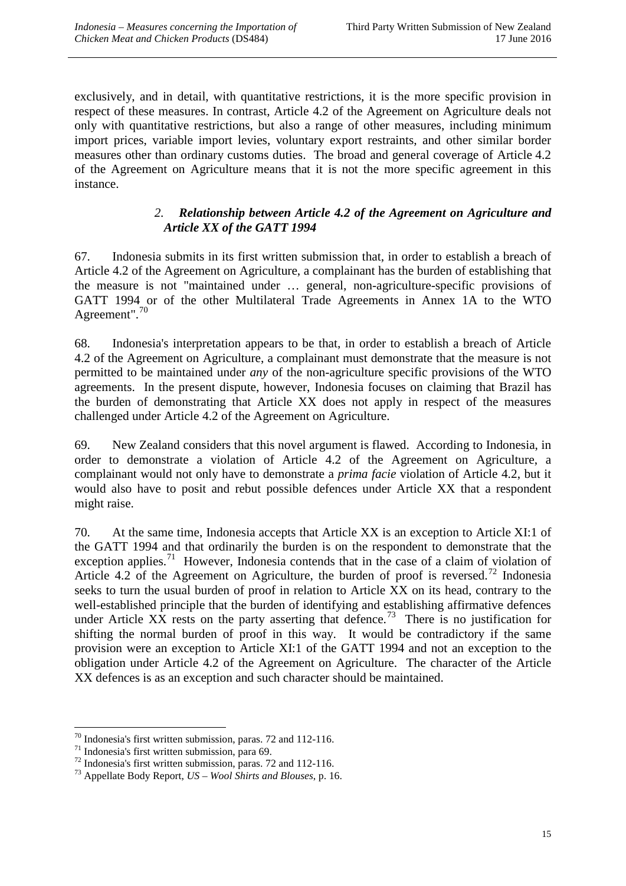exclusively, and in detail, with quantitative restrictions, it is the more specific provision in respect of these measures. In contrast, Article 4.2 of the Agreement on Agriculture deals not only with quantitative restrictions, but also a range of other measures, including minimum import prices, variable import levies, voluntary export restraints, and other similar border measures other than ordinary customs duties. The broad and general coverage of Article 4.2 of the Agreement on Agriculture means that it is not the more specific agreement in this instance.

### 2. *Relationship between Article 4.2 of the Agreement on Agriculture and Article XX of the GATT 1994*

67. Indonesia submits in its first written submission that, in order to establish a breach of Article 4.2 of the Agreement on Agriculture, a complainant has the burden of establishing that the measure is not "maintained under … general, non-agriculture-specific provisions of GATT 1994 or of the other Multilateral Trade Agreements in Annex 1A to the WTO Agreement".[70]

68. Indonesia's interpretation appears to be that, in order to establish a breach of Article 4.2 of the Agreement on Agriculture, a complainant must demonstrate that the measure is not permitted to be maintained under *any* of the non-agriculture specific provisions of the WTO agreements. In the present dispute, however, Indonesia focuses on claiming that Brazil has the burden of demonstrating that Article XX does not apply in respect of the measures challenged under Article 4.2 of the Agreement on Agriculture.

69. New Zealand considers that this novel argument is flawed. According to Indonesia, in order to demonstrate a violation of Article 4.2 of the Agreement on Agriculture, a complainant would not only have to demonstrate a *prima facie* violation of Article 4.2, but it would also have to posit and rebut possible defences under Article XX that a respondent might raise.

70. At the same time, Indonesia accepts that Article XX is an exception to Article XI:1 of the GATT 1994 and that ordinarily the burden is on the respondent to demonstrate that the exception applies.[71] However, Indonesia contends that in the case of a claim of violation of Article 4.2 of the Agreement on Agriculture, the burden of proof is reversed.[72] Indonesia seeks to turn the usual burden of proof in relation to Article XX on its head, contrary to the well-established principle that the burden of identifying and establishing affirmative defences under Article XX rests on the party asserting that defence.[73] There is no justification for shifting the normal burden of proof in this way. It would be contradictory if the same provision were an exception to Article XI:1 of the GATT 1994 and not an exception to the obligation under Article 4.2 of the Agreement on Agriculture. The character of the Article XX defences is as an exception and such character should be maintained.

---

[70] Indonesia's first written submission, paras. 72 and 112-116.

[71] Indonesia's first written submission, para 69.

[72] Indonesia's first written submission, paras. 72 and 112-116.

[73] Appellate Body Report, *US – Wool Shirts and Blouses*, p. 16.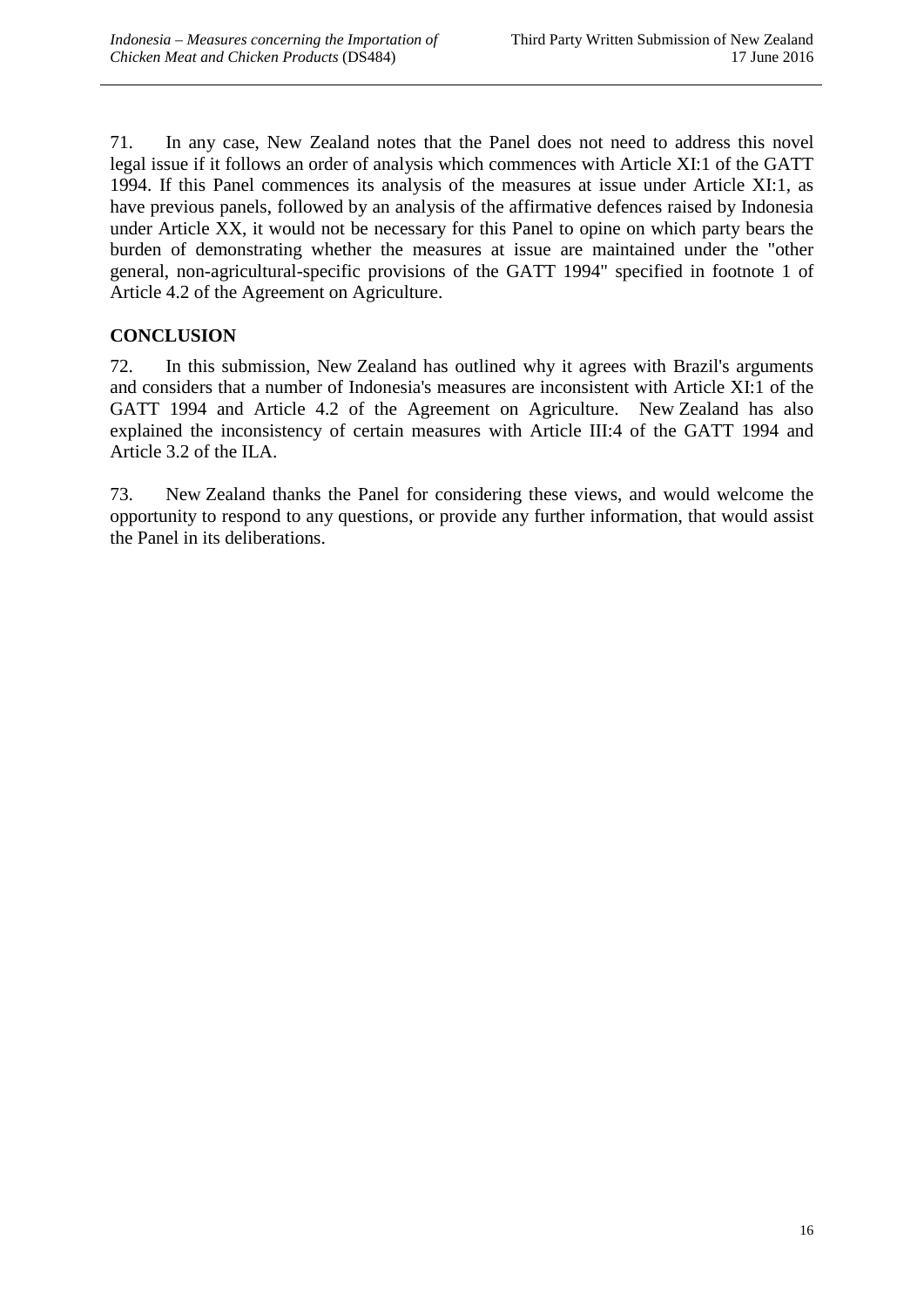71. In any case, New Zealand notes that the Panel does not need to address this novel legal issue if it follows an order of analysis which commences with Article XI:1 of the GATT 1994. If this Panel commences its analysis of the measures at issue under Article XI:1, as have previous panels, followed by an analysis of the affirmative defences raised by Indonesia under Article XX, it would not be necessary for this Panel to opine on which party bears the burden of demonstrating whether the measures at issue are maintained under the "other general, non-agricultural-specific provisions of the GATT 1994" specified in footnote 1 of Article 4.2 of the Agreement on Agriculture.

## CONCLUSION

72. In this submission, New Zealand has outlined why it agrees with Brazil's arguments and considers that a number of Indonesia's measures are inconsistent with Article XI:1 of the GATT 1994 and Article 4.2 of the Agreement on Agriculture. New Zealand has also explained the inconsistency of certain measures with Article III:4 of the GATT 1994 and Article 3.2 of the ILA.

73. New Zealand thanks the Panel for considering these views, and would welcome the opportunity to respond to any questions, or provide any further information, that would assist the Panel in its deliberations.